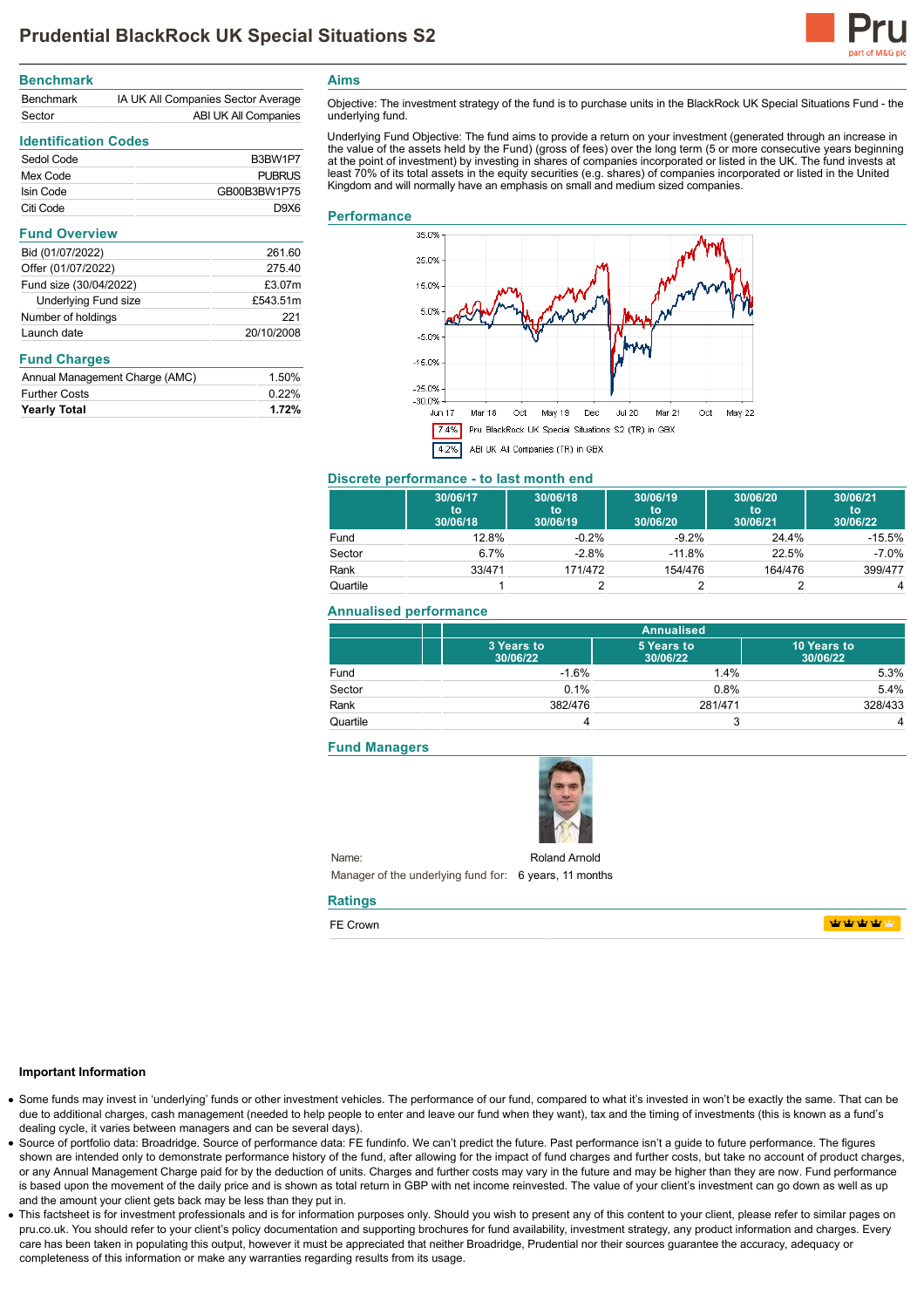# Prudential BlackRock UK Special Situations S2

## Benchmark

| | |
|---|---|
| Benchmark | IA UK All Companies Sector Average |
| Sector | ABI UK All Companies |

## Identification Codes

| | |
|---|---|
| Sedol Code | B3BW1P7 |
| Mex Code | PUBRUS |
| Isin Code | GB00B3BW1P75 |
| Citi Code | D9X6 |

## Fund Overview

| | |
|---|---|
| Bid (01/07/2022) | 261.60 |
| Offer (01/07/2022) | 275.40 |
| Fund size (30/04/2022) | £3.07m |
| Underlying Fund size | £543.51m |
| Number of holdings | 221 |
| Launch date | 20/10/2008 |

## Fund Charges

| | |
|---|---|
| Annual Management Charge (AMC) | 1.50% |
| Further Costs | 0.22% |
| **Yearly Total** | **1.72%** |

## Aims

Objective: The investment strategy of the fund is to purchase units in the BlackRock UK Special Situations Fund - the underlying fund.

Underlying Fund Objective: The fund aims to provide a return on your investment (generated through an increase in the value of the assets held by the Fund) (gross of fees) over the long term (5 or more consecutive years beginning at the point of investment) by investing in shares of companies incorporated or listed in the UK. The fund invests at least 70% of its total assets in the equity securities (e.g. shares) of companies incorporated or listed in the United Kingdom and will normally have an emphasis on small and medium sized companies.

## Performance

7.4% Pru BlackRock UK Special Situations S2 (TR) in GBX

4.2% ABI UK All Companies (TR) in GBX

## Discrete performance - to last month end

| | 30/06/17 to 30/06/18 | 30/06/18 to 30/06/19 | 30/06/19 to 30/06/20 | 30/06/20 to 30/06/21 | 30/06/21 to 30/06/22 |
|---|---|---|---|---|---|
| Fund | 12.8% | -0.2% | -9.2% | 24.4% | -15.5% |
| Sector | 6.7% | -2.8% | -11.8% | 22.5% | -7.0% |
| Rank | 33/471 | 171/472 | 154/476 | 164/476 | 399/477 |
| Quartile | 1 | 2 | 2 | 2 | 4 |

## Annualised performance

| | Annualised | | |
|---|---|---|---|
| | 3 Years to 30/06/22 | 5 Years to 30/06/22 | 10 Years to 30/06/22 |
| Fund | -1.6% | 1.4% | 5.3% |
| Sector | 0.1% | 0.8% | 5.4% |
| Rank | 382/476 | 281/471 | 328/433 |
| Quartile | 4 | 3 | 4 |

## Fund Managers

Name: Roland Arnold

Manager of the underlying fund for: 6 years, 11 months

## Ratings

FE Crown

### Important Information

- Some funds may invest in 'underlying' funds or other investment vehicles. The performance of our fund, compared to what it's invested in won't be exactly the same. That can be due to additional charges, cash management (needed to help people to enter and leave our fund when they want), tax and the timing of investments (this is known as a fund's dealing cycle, it varies between managers and can be several days).
- Source of portfolio data: Broadridge. Source of performance data: FE fundinfo. We can't predict the future. Past performance isn't a guide to future performance. The figures shown are intended only to demonstrate performance history of the fund, after allowing for the impact of fund charges and further costs, but take no account of product charges, or any Annual Management Charge paid for by the deduction of units. Charges and further costs may vary in the future and may be higher than they are now. Fund performance is based upon the movement of the daily price and is shown as total return in GBP with net income reinvested. The value of your client's investment can go down as well as up and the amount your client gets back may be less than they put in.
- This factsheet is for investment professionals and is for information purposes only. Should you wish to present any of this content to your client, please refer to similar pages on pru.co.uk. You should refer to your client's policy documentation and supporting brochures for fund availability, investment strategy, any product information and charges. Every care has been taken in populating this output, however it must be appreciated that neither Broadridge, Prudential nor their sources guarantee the accuracy, adequacy or completeness of this information or make any warranties regarding results from its usage.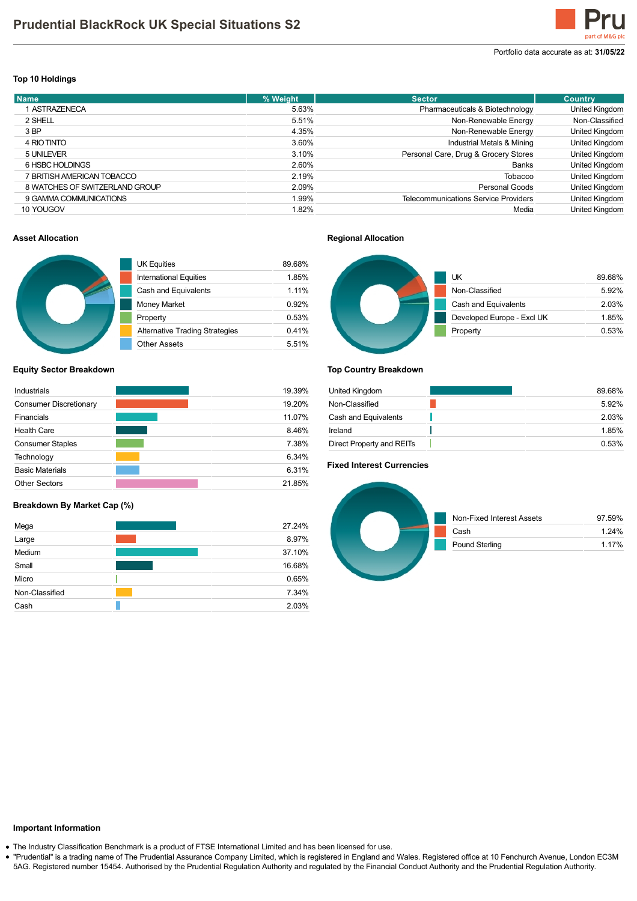# Prudential BlackRock UK Special Situations S2

Portfolio data accurate as at: **31/05/22**

### Top 10 Holdings

| Name | % Weight | Sector | Country |
|---|---|---|---|
| 1 ASTRAZENECA | 5.63% | Pharmaceuticals & Biotechnology | United Kingdom |
| 2 SHELL | 5.51% | Non-Renewable Energy | Non-Classified |
| 3 BP | 4.35% | Non-Renewable Energy | United Kingdom |
| 4 RIO TINTO | 3.60% | Industrial Metals & Mining | United Kingdom |
| 5 UNILEVER | 3.10% | Personal Care, Drug & Grocery Stores | United Kingdom |
| 6 HSBC HOLDINGS | 2.60% | Banks | United Kingdom |
| 7 BRITISH AMERICAN TOBACCO | 2.19% | Tobacco | United Kingdom |
| 8 WATCHES OF SWITZERLAND GROUP | 2.09% | Personal Goods | United Kingdom |
| 9 GAMMA COMMUNICATIONS | 1.99% | Telecommunications Service Providers | United Kingdom |
| 10 YOUGOV | 1.82% | Media | United Kingdom |

### Asset Allocation

UK Equities 89.68%
International Equities 1.85%
Cash and Equivalents 1.11%
Money Market 0.92%
Property 0.53%
Alternative Trading Strategies 0.41%
Other Assets 5.51%

### Regional Allocation

UK 89.68%
Non-Classified 5.92%
Cash and Equivalents 2.03%
Developed Europe - Excl UK 1.85%
Property 0.53%

### Equity Sector Breakdown

Industrials 19.39%
Consumer Discretionary 19.20%
Financials 11.07%
Health Care 8.46%
Consumer Staples 7.38%
Technology 6.34%
Basic Materials 6.31%
Other Sectors 21.85%

### Top Country Breakdown

United Kingdom 89.68%
Non-Classified 5.92%
Cash and Equivalents 2.03%
Ireland 1.85%
Direct Property and REITs 0.53%

### Breakdown By Market Cap (%)

Mega 27.24%
Large 8.97%
Medium 37.10%
Small 16.68%
Micro 0.65%
Non-Classified 7.34%
Cash 2.03%

### Fixed Interest Currencies

Non-Fixed Interest Assets 97.59%
Cash 1.24%
Pound Sterling 1.17%

### Important Information

- The Industry Classification Benchmark is a product of FTSE International Limited and has been licensed for use.
- "Prudential" is a trading name of The Prudential Assurance Company Limited, which is registered in England and Wales. Registered office at 10 Fenchurch Avenue, London EC3M 5AG. Registered number 15454. Authorised by the Prudential Regulation Authority and regulated by the Financial Conduct Authority and the Prudential Regulation Authority.